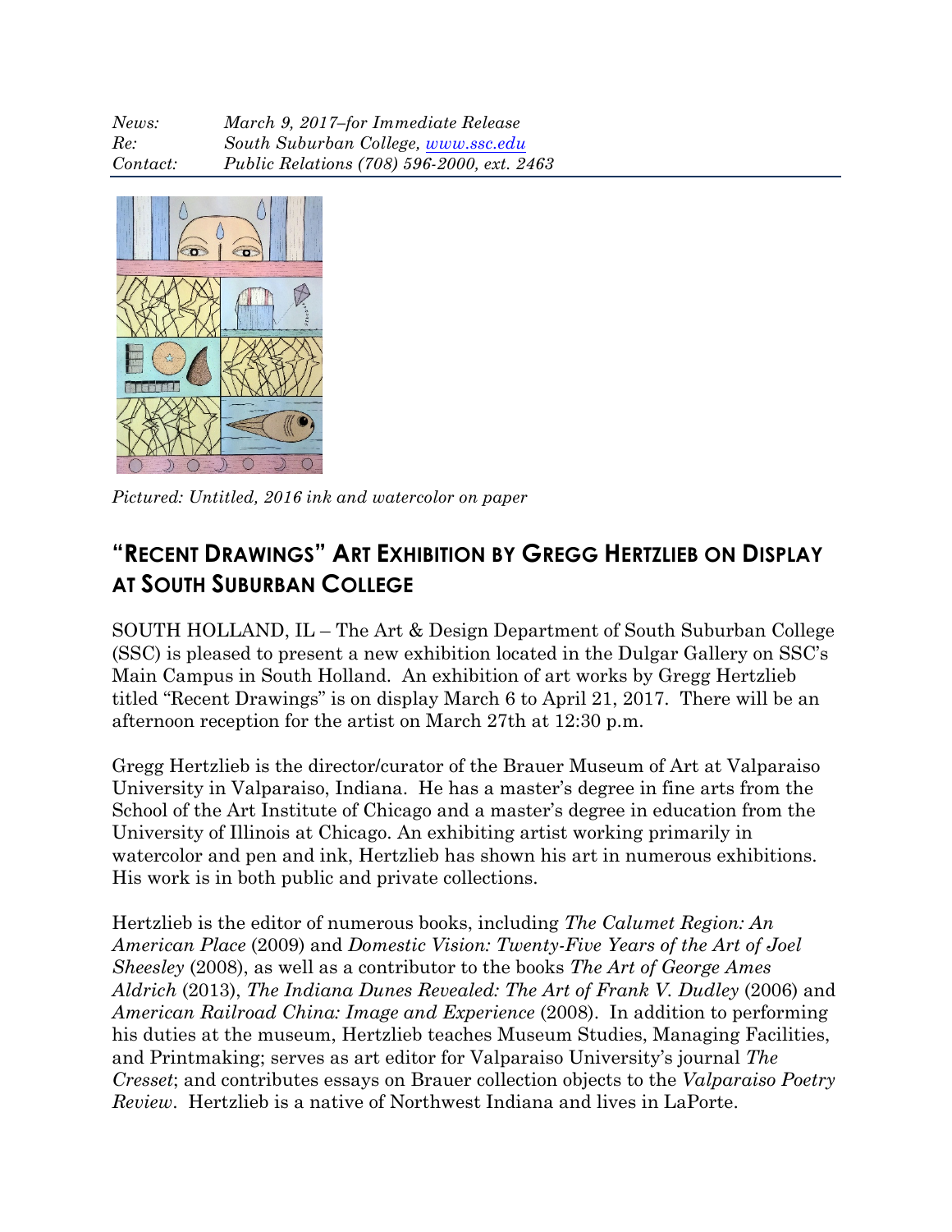*News:* *March 9, 2017–for Immediate Release*
*Re:* *South Suburban College, [www.ssc.edu](http://www.ssc.edu)*
*Contact:* *Public Relations (708) 596-2000, ext. 2463*

*Pictured: Untitled, 2016 ink and watercolor on paper*

## "RECENT DRAWINGS" ART EXHIBITION BY GREGG HERTZLIEB ON DISPLAY AT SOUTH SUBURBAN COLLEGE

SOUTH HOLLAND, IL – The Art & Design Department of South Suburban College (SSC) is pleased to present a new exhibition located in the Dulgar Gallery on SSC's Main Campus in South Holland. An exhibition of art works by Gregg Hertzlieb titled "Recent Drawings" is on display March 6 to April 21, 2017. There will be an afternoon reception for the artist on March 27th at 12:30 p.m.

Gregg Hertzlieb is the director/curator of the Brauer Museum of Art at Valparaiso University in Valparaiso, Indiana. He has a master's degree in fine arts from the School of the Art Institute of Chicago and a master's degree in education from the University of Illinois at Chicago. An exhibiting artist working primarily in watercolor and pen and ink, Hertzlieb has shown his art in numerous exhibitions. His work is in both public and private collections.

Hertzlieb is the editor of numerous books, including *The Calumet Region: An American Place* (2009) and *Domestic Vision: Twenty-Five Years of the Art of Joel Sheesley* (2008), as well as a contributor to the books *The Art of George Ames Aldrich* (2013), *The Indiana Dunes Revealed: The Art of Frank V. Dudley* (2006) and *American Railroad China: Image and Experience* (2008). In addition to performing his duties at the museum, Hertzlieb teaches Museum Studies, Managing Facilities, and Printmaking; serves as art editor for Valparaiso University's journal *The Cresset*; and contributes essays on Brauer collection objects to the *Valparaiso Poetry Review*. Hertzlieb is a native of Northwest Indiana and lives in LaPorte.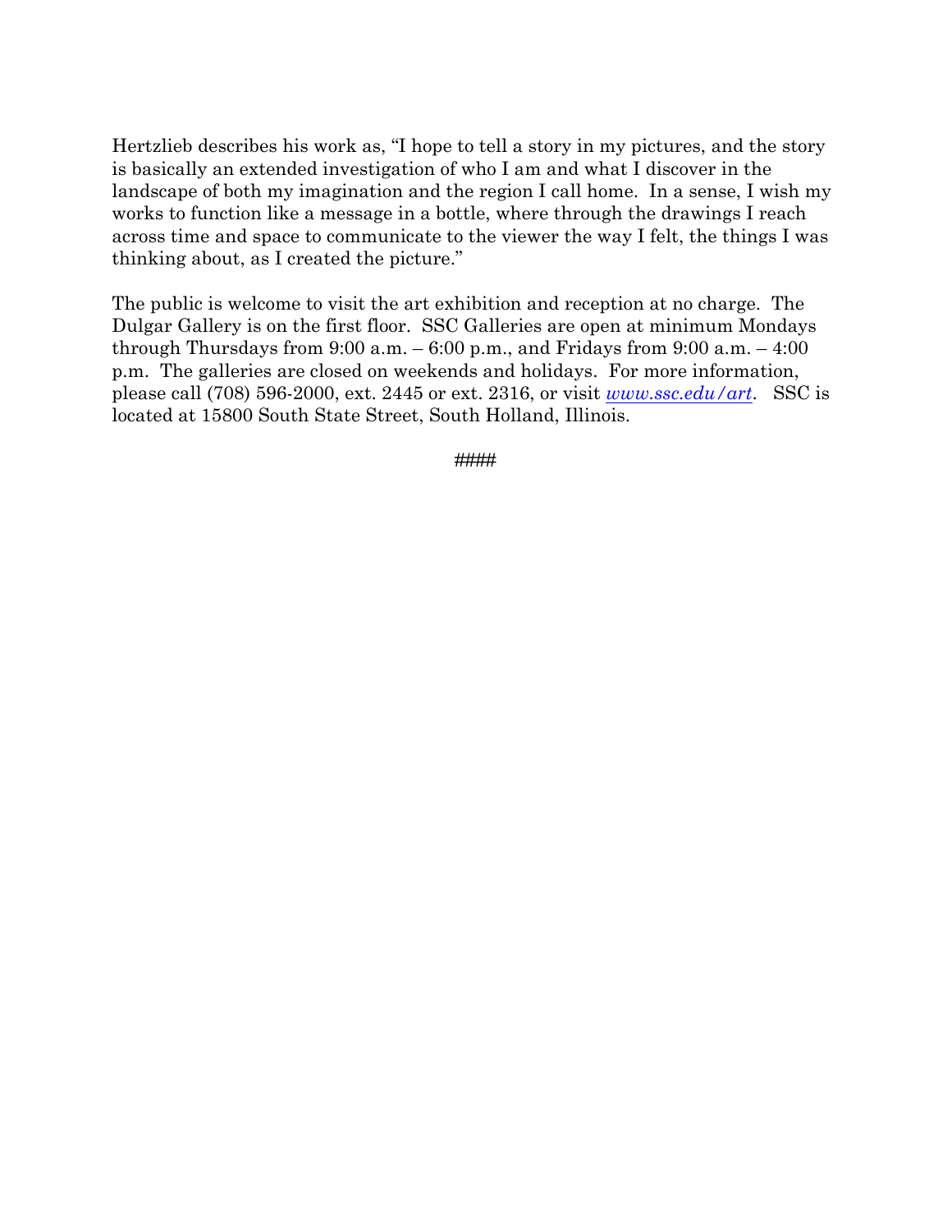Hertzlieb describes his work as, "I hope to tell a story in my pictures, and the story is basically an extended investigation of who I am and what I discover in the landscape of both my imagination and the region I call home. In a sense, I wish my works to function like a message in a bottle, where through the drawings I reach across time and space to communicate to the viewer the way I felt, the things I was thinking about, as I created the picture."

The public is welcome to visit the art exhibition and reception at no charge. The Dulgar Gallery is on the first floor. SSC Galleries are open at minimum Mondays through Thursdays from 9:00 a.m. – 6:00 p.m., and Fridays from 9:00 a.m. – 4:00 p.m. The galleries are closed on weekends and holidays. For more information, please call (708) 596-2000, ext. 2445 or ext. 2316, or visit *www.ssc.edu/art*. SSC is located at 15800 South State Street, South Holland, Illinois.

####